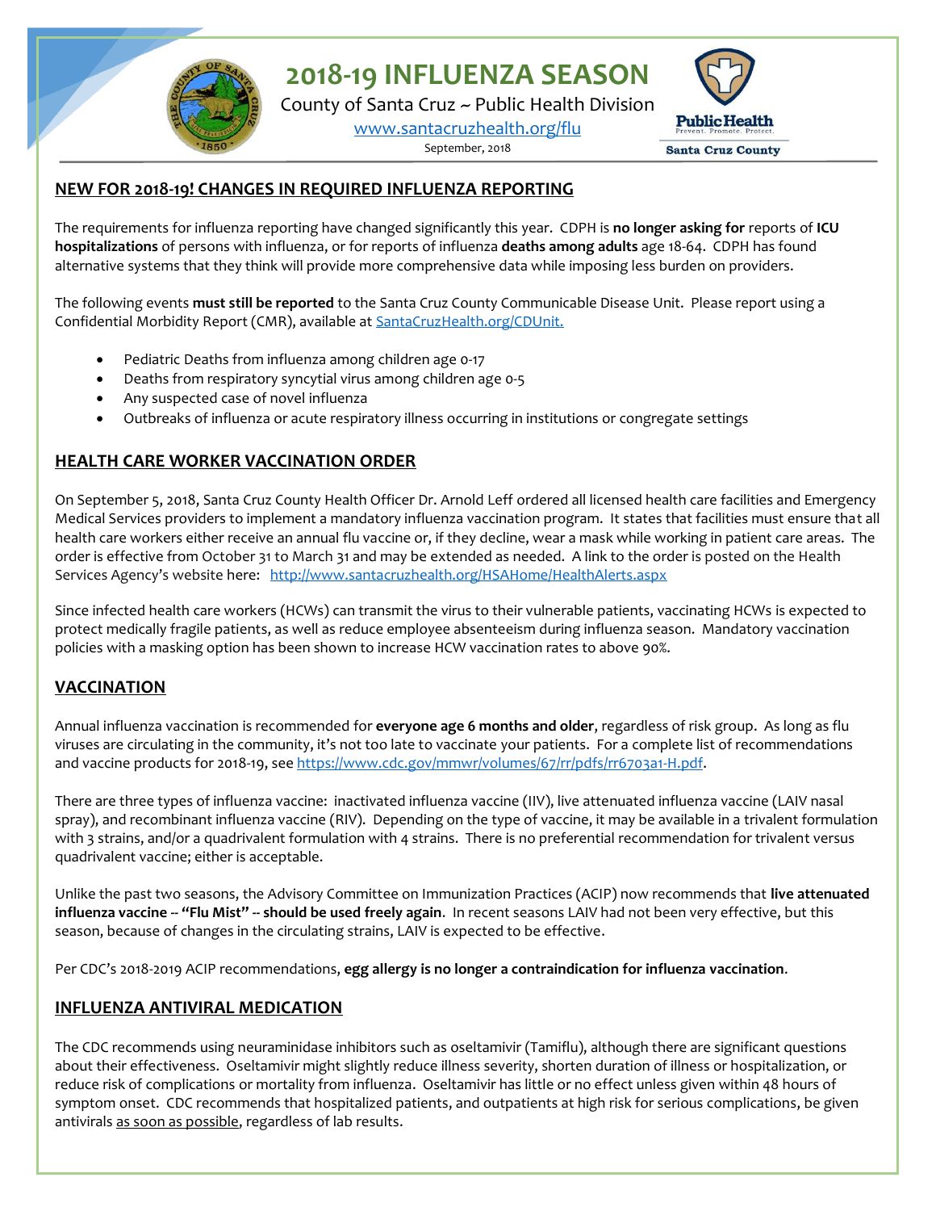# 2018-19 INFLUENZA SEASON

County of Santa Cruz ~ Public Health Division

[www.santacruzhealth.org/flu](http://www.santacruzhealth.org/flu)

September, 2018

## NEW FOR 2018-19! CHANGES IN REQUIRED INFLUENZA REPORTING

The requirements for influenza reporting have changed significantly this year. CDPH is **no longer asking for** reports of **ICU hospitalizations** of persons with influenza, or for reports of influenza **deaths among adults** age 18-64. CDPH has found alternative systems that they think will provide more comprehensive data while imposing less burden on providers.

The following events **must still be reported** to the Santa Cruz County Communicable Disease Unit. Please report using a Confidential Morbidity Report (CMR), available at [SantaCruzHealth.org/CDUnit.](http://SantaCruzHealth.org/CDUnit)

- Pediatric Deaths from influenza among children age 0-17
- Deaths from respiratory syncytial virus among children age 0-5
- Any suspected case of novel influenza
- Outbreaks of influenza or acute respiratory illness occurring in institutions or congregate settings

## HEALTH CARE WORKER VACCINATION ORDER

On September 5, 2018, Santa Cruz County Health Officer Dr. Arnold Leff ordered all licensed health care facilities and Emergency Medical Services providers to implement a mandatory influenza vaccination program. It states that facilities must ensure that all health care workers either receive an annual flu vaccine or, if they decline, wear a mask while working in patient care areas. The order is effective from October 31 to March 31 and may be extended as needed. A link to the order is posted on the Health Services Agency's website here: [http://www.santacruzhealth.org/HSAHome/HealthAlerts.aspx](http://www.santacruzhealth.org/HSAHome/HealthAlerts.aspx)

Since infected health care workers (HCWs) can transmit the virus to their vulnerable patients, vaccinating HCWs is expected to protect medically fragile patients, as well as reduce employee absenteeism during influenza season. Mandatory vaccination policies with a masking option has been shown to increase HCW vaccination rates to above 90%.

## VACCINATION

Annual influenza vaccination is recommended for **everyone age 6 months and older**, regardless of risk group. As long as flu viruses are circulating in the community, it's not too late to vaccinate your patients. For a complete list of recommendations and vaccine products for 2018-19, see [https://www.cdc.gov/mmwr/volumes/67/rr/pdfs/rr6703a1-H.pdf](https://www.cdc.gov/mmwr/volumes/67/rr/pdfs/rr6703a1-H.pdf).

There are three types of influenza vaccine: inactivated influenza vaccine (IIV), live attenuated influenza vaccine (LAIV nasal spray), and recombinant influenza vaccine (RIV). Depending on the type of vaccine, it may be available in a trivalent formulation with 3 strains, and/or a quadrivalent formulation with 4 strains. There is no preferential recommendation for trivalent versus quadrivalent vaccine; either is acceptable.

Unlike the past two seasons, the Advisory Committee on Immunization Practices (ACIP) now recommends that **live attenuated influenza vaccine -- "Flu Mist" -- should be used freely again**. In recent seasons LAIV had not been very effective, but this season, because of changes in the circulating strains, LAIV is expected to be effective.

Per CDC's 2018-2019 ACIP recommendations, **egg allergy is no longer a contraindication for influenza vaccination**.

## INFLUENZA ANTIVIRAL MEDICATION

The CDC recommends using neuraminidase inhibitors such as oseltamivir (Tamiflu), although there are significant questions about their effectiveness. Oseltamivir might slightly reduce illness severity, shorten duration of illness or hospitalization, or reduce risk of complications or mortality from influenza. Oseltamivir has little or no effect unless given within 48 hours of symptom onset. CDC recommends that hospitalized patients, and outpatients at high risk for serious complications, be given antivirals as soon as possible, regardless of lab results.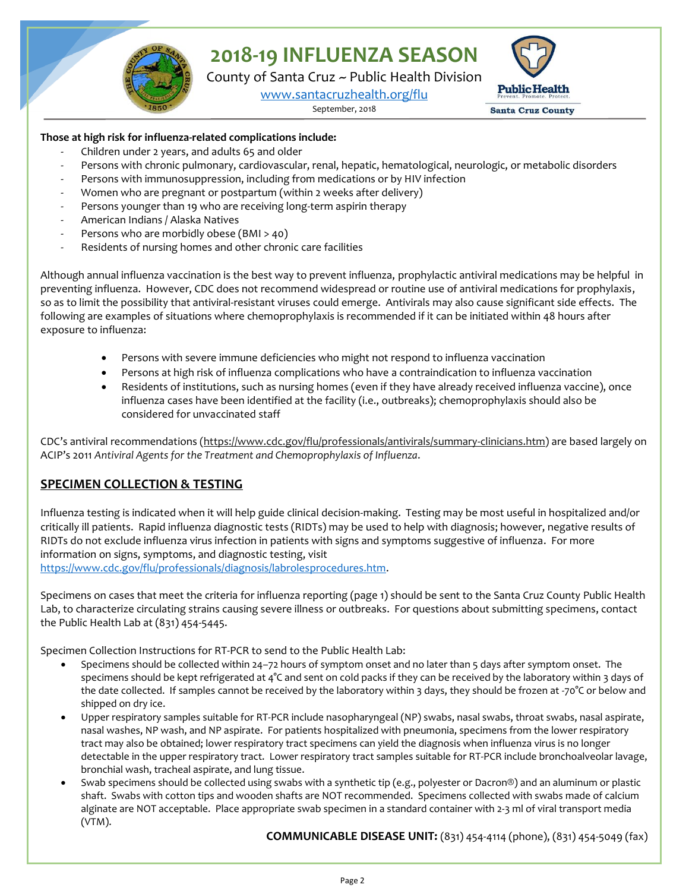**Those at high risk for influenza-related complications include:**

- Children under 2 years, and adults 65 and older
- Persons with chronic pulmonary, cardiovascular, renal, hepatic, hematological, neurologic, or metabolic disorders
- Persons with immunosuppression, including from medications or by HIV infection
- Women who are pregnant or postpartum (within 2 weeks after delivery)
- Persons younger than 19 who are receiving long-term aspirin therapy
- American Indians / Alaska Natives
- Persons who are morbidly obese (BMI > 40)
- Residents of nursing homes and other chronic care facilities

Although annual influenza vaccination is the best way to prevent influenza, prophylactic antiviral medications may be helpful in preventing influenza. However, CDC does not recommend widespread or routine use of antiviral medications for prophylaxis, so as to limit the possibility that antiviral-resistant viruses could emerge. Antivirals may also cause significant side effects. The following are examples of situations where chemoprophylaxis is recommended if it can be initiated within 48 hours after exposure to influenza:

- Persons with severe immune deficiencies who might not respond to influenza vaccination
- Persons at high risk of influenza complications who have a contraindication to influenza vaccination
- Residents of institutions, such as nursing homes (even if they have already received influenza vaccine), once influenza cases have been identified at the facility (i.e., outbreaks); chemoprophylaxis should also be considered for unvaccinated staff

CDC's antiviral recommendations (https://www.cdc.gov/flu/professionals/antivirals/summary-clinicians.htm) are based largely on ACIP's 2011 *Antiviral Agents for the Treatment and Chemoprophylaxis of Influenza*.

## SPECIMEN COLLECTION & TESTING

Influenza testing is indicated when it will help guide clinical decision-making. Testing may be most useful in hospitalized and/or critically ill patients. Rapid influenza diagnostic tests (RIDTs) may be used to help with diagnosis; however, negative results of RIDTs do not exclude influenza virus infection in patients with signs and symptoms suggestive of influenza. For more information on signs, symptoms, and diagnostic testing, visit https://www.cdc.gov/flu/professionals/diagnosis/labrolesprocedures.htm.

Specimens on cases that meet the criteria for influenza reporting (page 1) should be sent to the Santa Cruz County Public Health Lab, to characterize circulating strains causing severe illness or outbreaks. For questions about submitting specimens, contact the Public Health Lab at (831) 454-5445.

Specimen Collection Instructions for RT-PCR to send to the Public Health Lab:

- Specimens should be collected within 24–72 hours of symptom onset and no later than 5 days after symptom onset. The specimens should be kept refrigerated at 4°C and sent on cold packs if they can be received by the laboratory within 3 days of the date collected. If samples cannot be received by the laboratory within 3 days, they should be frozen at -70°C or below and shipped on dry ice.
- Upper respiratory samples suitable for RT-PCR include nasopharyngeal (NP) swabs, nasal swabs, throat swabs, nasal aspirate, nasal washes, NP wash, and NP aspirate. For patients hospitalized with pneumonia, specimens from the lower respiratory tract may also be obtained; lower respiratory tract specimens can yield the diagnosis when influenza virus is no longer detectable in the upper respiratory tract. Lower respiratory tract samples suitable for RT-PCR include bronchoalveolar lavage, bronchial wash, tracheal aspirate, and lung tissue.
- Swab specimens should be collected using swabs with a synthetic tip (e.g., polyester or Dacron®) and an aluminum or plastic shaft. Swabs with cotton tips and wooden shafts are NOT recommended. Specimens collected with swabs made of calcium alginate are NOT acceptable. Place appropriate swab specimen in a standard container with 2-3 ml of viral transport media (VTM).

**COMMUNICABLE DISEASE UNIT:** (831) 454-4114 (phone), (831) 454-5049 (fax)